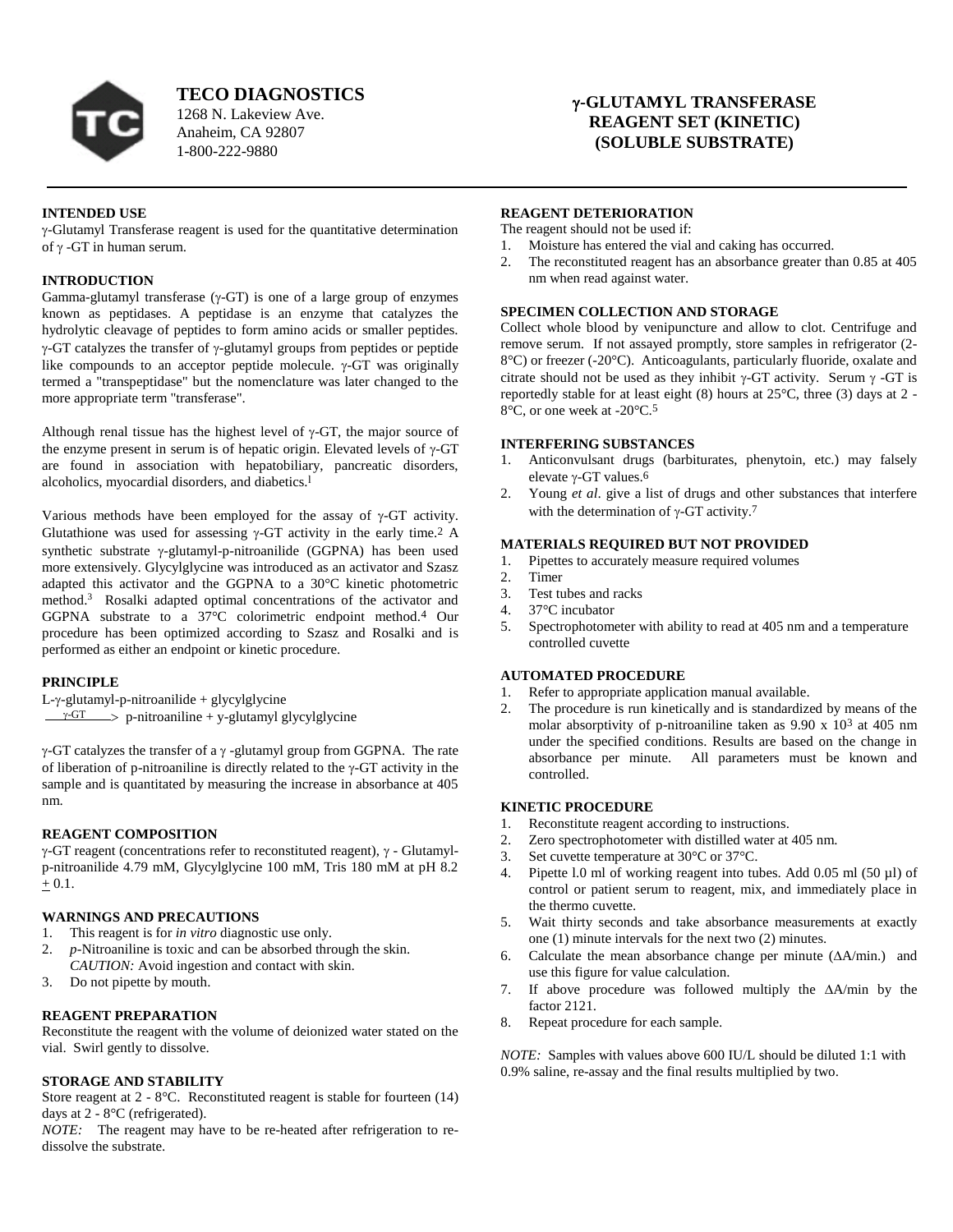**TECO DIAGNOSTICS**
1268 N. Lakeview Ave.
Anaheim, CA 92807
1-800-222-9880

# γ-GLUTAMYL TRANSFERASE REAGENT SET (KINETIC) (SOLUBLE SUBSTRATE)

## INTENDED USE

γ-Glutamyl Transferase reagent is used for the quantitative determination of γ -GT in human serum.

## INTRODUCTION

Gamma-glutamyl transferase (γ-GT) is one of a large group of enzymes known as peptidases. A peptidase is an enzyme that catalyzes the hydrolytic cleavage of peptides to form amino acids or smaller peptides. γ-GT catalyzes the transfer of γ-glutamyl groups from peptides or peptide like compounds to an acceptor peptide molecule. γ-GT was originally termed a "transpeptidase" but the nomenclature was later changed to the more appropriate term "transferase".

Although renal tissue has the highest level of γ-GT, the major source of the enzyme present in serum is of hepatic origin. Elevated levels of γ-GT are found in association with hepatobiliary, pancreatic disorders, alcoholics, myocardial disorders, and diabetics.[1]

Various methods have been employed for the assay of γ-GT activity. Glutathione was used for assessing γ-GT activity in the early time.[2] A synthetic substrate γ-glutamyl-p-nitroanilide (GGPNA) has been used more extensively. Glycylglycine was introduced as an activator and Szasz adapted this activator and the GGPNA to a 30°C kinetic photometric method.[3] Rosalki adapted optimal concentrations of the activator and GGPNA substrate to a 37°C colorimetric endpoint method.[4] Our procedure has been optimized according to Szasz and Rosalki and is performed as either an endpoint or kinetic procedure.

## PRINCIPLE

L-γ-glutamyl-p-nitroanilide + glycylglycine
$\xrightarrow{\gamma\text{-GT}}$ p-nitroaniline + y-glutamyl glycylglycine

γ-GT catalyzes the transfer of a γ -glutamyl group from GGPNA. The rate of liberation of p-nitroaniline is directly related to the γ-GT activity in the sample and is quantitated by measuring the increase in absorbance at 405 nm.

## REAGENT COMPOSITION

γ-GT reagent (concentrations refer to reconstituted reagent), γ - Glutamyl-p-nitroanilide 4.79 mM, Glycylglycine 100 mM, Tris 180 mM at pH 8.2 ± 0.1.

## WARNINGS AND PRECAUTIONS

1. This reagent is for *in vitro* diagnostic use only.
2. *p*-Nitroaniline is toxic and can be absorbed through the skin. *CAUTION:* Avoid ingestion and contact with skin.
3. Do not pipette by mouth.

## REAGENT PREPARATION

Reconstitute the reagent with the volume of deionized water stated on the vial. Swirl gently to dissolve.

## STORAGE AND STABILITY

Store reagent at 2 - 8°C. Reconstituted reagent is stable for fourteen (14) days at 2 - 8°C (refrigerated).
*NOTE:* The reagent may have to be re-heated after refrigeration to re-dissolve the substrate.

## REAGENT DETERIORATION

The reagent should not be used if:

1. Moisture has entered the vial and caking has occurred.
2. The reconstituted reagent has an absorbance greater than 0.85 at 405 nm when read against water.

## SPECIMEN COLLECTION AND STORAGE

Collect whole blood by venipuncture and allow to clot. Centrifuge and remove serum. If not assayed promptly, store samples in refrigerator (2-8°C) or freezer (-20°C). Anticoagulants, particularly fluoride, oxalate and citrate should not be used as they inhibit γ-GT activity. Serum γ -GT is reportedly stable for at least eight (8) hours at 25°C, three (3) days at 2 - 8°C, or one week at -20°C.[5]

## INTERFERING SUBSTANCES

1. Anticonvulsant drugs (barbiturates, phenytoin, etc.) may falsely elevate γ-GT values.[6]
2. Young *et al*. give a list of drugs and other substances that interfere with the determination of γ-GT activity.[7]

## MATERIALS REQUIRED BUT NOT PROVIDED

1. Pipettes to accurately measure required volumes
2. Timer
3. Test tubes and racks
4. 37°C incubator
5. Spectrophotometer with ability to read at 405 nm and a temperature controlled cuvette

## AUTOMATED PROCEDURE

1. Refer to appropriate application manual available.
2. The procedure is run kinetically and is standardized by means of the molar absorptivity of p-nitroaniline taken as $9.90 \times 10^3$ at 405 nm under the specified conditions. Results are based on the change in absorbance per minute. All parameters must be known and controlled.

## KINETIC PROCEDURE

1. Reconstitute reagent according to instructions.
2. Zero spectrophotometer with distilled water at 405 nm.
3. Set cuvette temperature at 30°C or 37°C.
4. Pipette l.0 ml of working reagent into tubes. Add 0.05 ml (50 µl) of control or patient serum to reagent, mix, and immediately place in the thermo cuvette.
5. Wait thirty seconds and take absorbance measurements at exactly one (1) minute intervals for the next two (2) minutes.
6. Calculate the mean absorbance change per minute (ΔA/min.) and use this figure for value calculation.
7. If above procedure was followed multiply the ΔA/min by the factor 2121.
8. Repeat procedure for each sample.

*NOTE:* Samples with values above 600 IU/L should be diluted 1:1 with 0.9% saline, re-assay and the final results multiplied by two.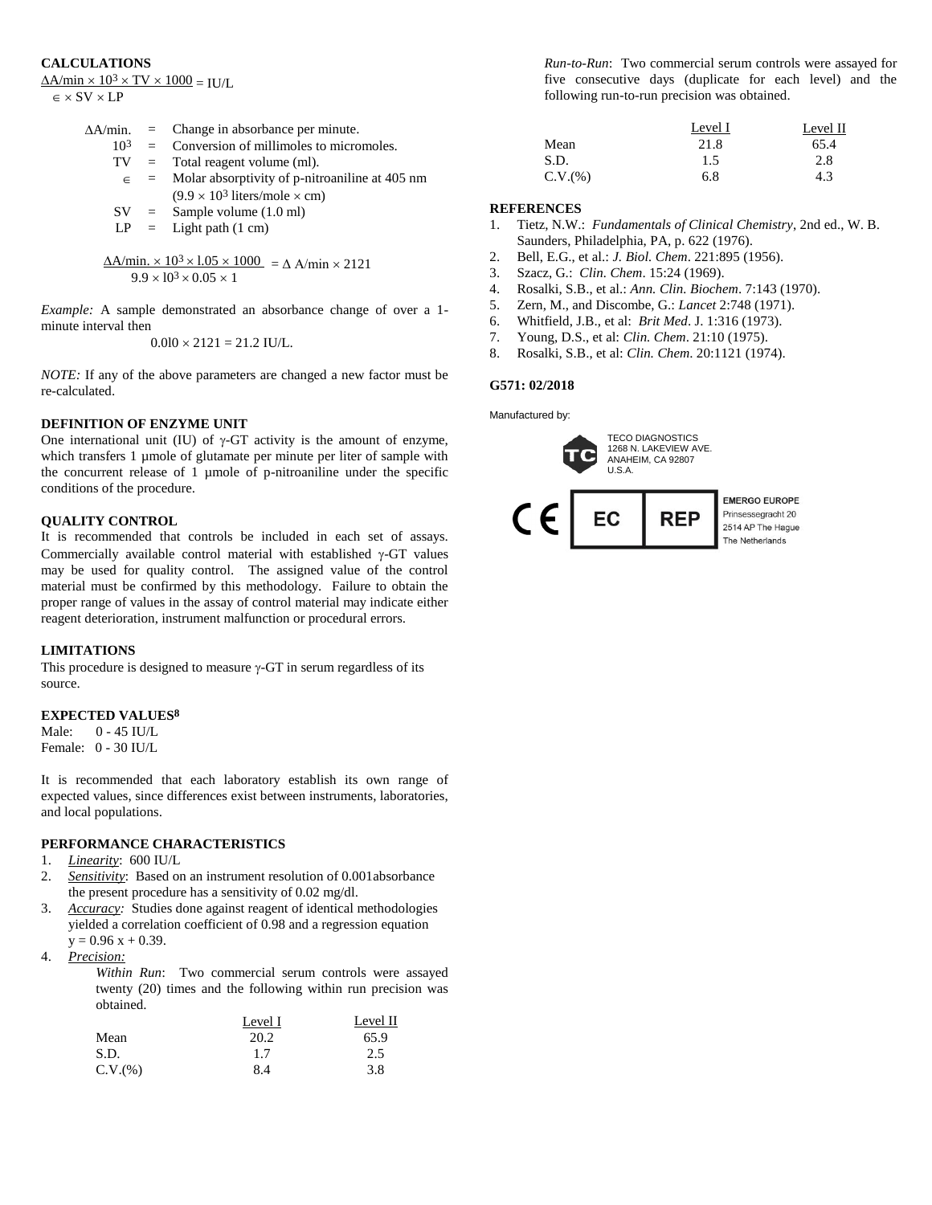## CALCULATIONS

$$\frac{\Delta A/\text{min} \times 10^3 \times TV \times 1000}{\in \times SV \times LP} = \text{IU/L}$$

| | | |
|---|---|---|
| ΔA/min. | = | Change in absorbance per minute. |
| $10^3$ | = | Conversion of millimoles to micromoles. |
| TV | = | Total reagent volume (ml). |
| ∈ | = | Molar absorptivity of p-nitroaniline at 405 nm ($9.9 \times 10^3$ liters/mole × cm) |
| SV | = | Sample volume (1.0 ml) |
| LP | = | Light path (1 cm) |

$$\frac{\Delta A/\text{min.} \times 10^3 \times 1.05 \times 1000}{9.9 \times 10^3 \times 0.05 \times 1} = \Delta A/\text{min} \times 2121$$

*Example:* A sample demonstrated an absorbance change of over a 1-minute interval then

$0.010 \times 2121 = 21.2$ IU/L.

*NOTE:* If any of the above parameters are changed a new factor must be re-calculated.

## DEFINITION OF ENZYME UNIT

One international unit (IU) of γ-GT activity is the amount of enzyme, which transfers 1 µmole of glutamate per minute per liter of sample with the concurrent release of 1 µmole of p-nitroaniline under the specific conditions of the procedure.

## QUALITY CONTROL

It is recommended that controls be included in each set of assays. Commercially available control material with established γ-GT values may be used for quality control. The assigned value of the control material must be confirmed by this methodology. Failure to obtain the proper range of values in the assay of control material may indicate either reagent deterioration, instrument malfunction or procedural errors.

## LIMITATIONS

This procedure is designed to measure γ-GT in serum regardless of its source.

## EXPECTED VALUES[8]

Male: 0 - 45 IU/L
Female: 0 - 30 IU/L

It is recommended that each laboratory establish its own range of expected values, since differences exist between instruments, laboratories, and local populations.

## PERFORMANCE CHARACTERISTICS

1. *Linearity*: 600 IU/L
2. *Sensitivity*: Based on an instrument resolution of 0.001absorbance the present procedure has a sensitivity of 0.02 mg/dl.
3. *Accuracy:* Studies done against reagent of identical methodologies yielded a correlation coefficient of 0.98 and a regression equation $y = 0.96\,x + 0.39$.
4. *Precision:*

   *Within Run*: Two commercial serum controls were assayed twenty (20) times and the following within run precision was obtained.

| | Level I | Level II |
|---|---|---|
| Mean | 20.2 | 65.9 |
| S.D. | 1.7 | 2.5 |
| C.V.(%) | 8.4 | 3.8 |

*Run-to-Run*: Two commercial serum controls were assayed for five consecutive days (duplicate for each level) and the following run-to-run precision was obtained.

| | Level I | Level II |
|---|---|---|
| Mean | 21.8 | 65.4 |
| S.D. | 1.5 | 2.8 |
| C.V.(%) | 6.8 | 4.3 |

## REFERENCES

1. Tietz, N.W.: *Fundamentals of Clinical Chemistry*, 2nd ed., W. B. Saunders, Philadelphia, PA, p. 622 (1976).
2. Bell, E.G., et al.: *J. Biol. Chem*. 221:895 (1956).
3. Szacz, G.: *Clin. Chem*. 15:24 (1969).
4. Rosalki, S.B., et al.: *Ann. Clin. Biochem*. 7:143 (1970).
5. Zern, M., and Discombe, G.: *Lancet* 2:748 (1971).
6. Whitfield, J.B., et al: *Brit Med*. J. 1:316 (1973).
7. Young, D.S., et al: *Clin. Chem*. 21:10 (1975).
8. Rosalki, S.B., et al: *Clin. Chem*. 20:1121 (1974).

**G571: 02/2018**

Manufactured by:

TECO DIAGNOSTICS
1268 N. LAKEVIEW AVE.
ANAHEIM, CA 92807
U.S.A.

CE EC REP

EMERGO EUROPE
Prinsessegracht 20
2514 AP The Hague
The Netherlands